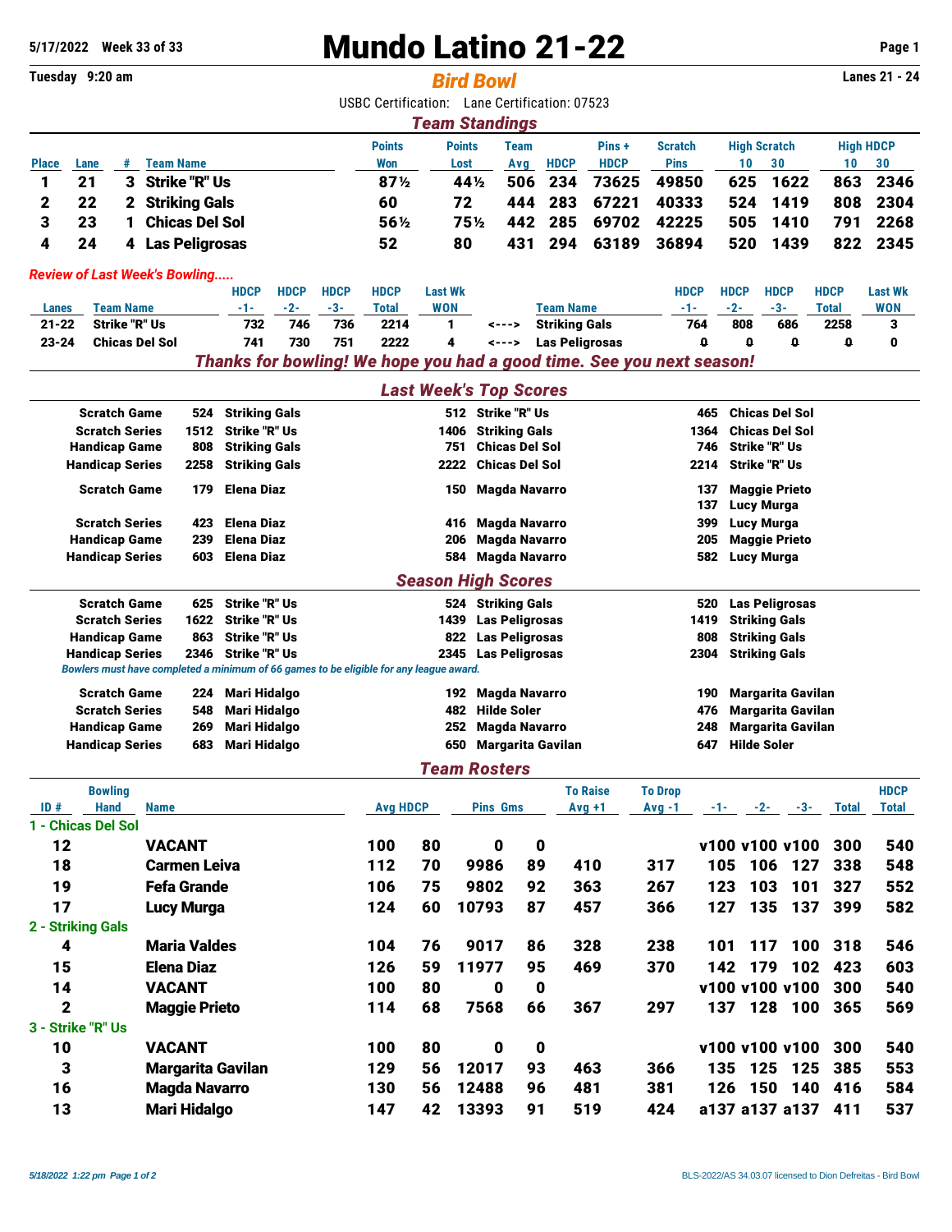5/17/2022 Week 33 of 33

# Mundo Latino 21-22

Tuesday 9:20 am

## Bird Bowl

Lanes 21 - 24

USBC Certification: Lane Certification: 07523

### Team Standings

| Place | Lane | # | Team Name | Points Won | Points Lost | Team Avg | HDCP | Pins + HDCP | Scratch Pins | High Scratch 10 | High Scratch 30 | High HDCP 10 | High HDCP 30 |
|---|---|---|---|---|---|---|---|---|---|---|---|---|---|
| 1 | 21 | 3 | Strike "R" Us | 87½ | 44½ | 506 | 234 | 73625 | 49850 | 625 | 1622 | 863 | 2346 |
| 2 | 22 | 2 | Striking Gals | 60 | 72 | 444 | 283 | 67221 | 40333 | 524 | 1419 | 808 | 2304 |
| 3 | 23 | 1 | Chicas Del Sol | 56½ | 75½ | 442 | 285 | 69702 | 42225 | 505 | 1410 | 791 | 2268 |
| 4 | 24 | 4 | Las Peligrosas | 52 | 80 | 431 | 294 | 63189 | 36894 | 520 | 1439 | 822 | 2345 |

*Review of Last Week's Bowling.....*

| Lanes | Team Name | HDCP -1- | HDCP -2- | HDCP -3- | HDCP Total | Last Wk WON | | Team Name | HDCP -1- | HDCP -2- | HDCP -3- | HDCP Total | Last Wk WON |
|---|---|---|---|---|---|---|---|---|---|---|---|---|---|
| 21-22 | Strike "R" Us | 732 | 746 | 736 | 2214 | 1 | <---> | Striking Gals | 764 | 808 | 686 | 2258 | 3 |
| 23-24 | Chicas Del Sol | 741 | 730 | 751 | 2222 | 4 | <---> | Las Peligrosas | 0 | 0 | 0 | 0 | 0 |

***Thanks for bowling! We hope you had a good time. See you next season!***

### Last Week's Top Scores

| | | | | | | |
|---|---|---|---|---|---|---|
| Scratch Game | 524 | Striking Gals | 512 | Strike "R" Us | 465 | Chicas Del Sol |
| Scratch Series | 1512 | Strike "R" Us | 1406 | Striking Gals | 1364 | Chicas Del Sol |
| Handicap Game | 808 | Striking Gals | 751 | Chicas Del Sol | 746 | Strike "R" Us |
| Handicap Series | 2258 | Striking Gals | 2222 | Chicas Del Sol | 2214 | Strike "R" Us |
| Scratch Game | 179 | Elena Diaz | 150 | Magda Navarro | 137 | Maggie Prieto |
| | | | | | 137 | Lucy Murga |
| Scratch Series | 423 | Elena Diaz | 416 | Magda Navarro | 399 | Lucy Murga |
| Handicap Game | 239 | Elena Diaz | 206 | Magda Navarro | 205 | Maggie Prieto |
| Handicap Series | 603 | Elena Diaz | 584 | Magda Navarro | 582 | Lucy Murga |

### Season High Scores

| | | | | | | |
|---|---|---|---|---|---|---|
| Scratch Game | 625 | Strike "R" Us | 524 | Striking Gals | 520 | Las Peligrosas |
| Scratch Series | 1622 | Strike "R" Us | 1439 | Las Peligrosas | 1419 | Striking Gals |
| Handicap Game | 863 | Strike "R" Us | 822 | Las Peligrosas | 808 | Striking Gals |
| Handicap Series | 2346 | Strike "R" Us | 2345 | Las Peligrosas | 2304 | Striking Gals |

*Bowlers must have completed a minimum of 66 games to be eligible for any league award.*

| | | | | | | |
|---|---|---|---|---|---|---|
| Scratch Game | 224 | Mari Hidalgo | 192 | Magda Navarro | 190 | Margarita Gavilan |
| Scratch Series | 548 | Mari Hidalgo | 482 | Hilde Soler | 476 | Margarita Gavilan |
| Handicap Game | 269 | Mari Hidalgo | 252 | Magda Navarro | 248 | Margarita Gavilan |
| Handicap Series | 683 | Mari Hidalgo | 650 | Margarita Gavilan | 647 | Hilde Soler |

### Team Rosters

| ID # | Bowling Hand | Name | Avg | HDCP | Pins | Gms | To Raise Avg +1 | To Drop Avg -1 | -1- | -2- | -3- | Total | HDCP Total |
|---|---|---|---|---|---|---|---|---|---|---|---|---|---|
| **1 - Chicas Del Sol** | | | | | | | | | | | | | |
| 12 | | VACANT | 100 | 80 | 0 | 0 | | | v100 | v100 | v100 | 300 | 540 |
| 18 | | Carmen Leiva | 112 | 70 | 9986 | 89 | 410 | 317 | 105 | 106 | 127 | 338 | 548 |
| 19 | | Fefa Grande | 106 | 75 | 9802 | 92 | 363 | 267 | 123 | 103 | 101 | 327 | 552 |
| 17 | | Lucy Murga | 124 | 60 | 10793 | 87 | 457 | 366 | 127 | 135 | 137 | 399 | 582 |
| **2 - Striking Gals** | | | | | | | | | | | | | |
| 4 | | Maria Valdes | 104 | 76 | 9017 | 86 | 328 | 238 | 101 | 117 | 100 | 318 | 546 |
| 15 | | Elena Diaz | 126 | 59 | 11977 | 95 | 469 | 370 | 142 | 179 | 102 | 423 | 603 |
| 14 | | VACANT | 100 | 80 | 0 | 0 | | | v100 | v100 | v100 | 300 | 540 |
| 2 | | Maggie Prieto | 114 | 68 | 7568 | 66 | 367 | 297 | 137 | 128 | 100 | 365 | 569 |
| **3 - Strike "R" Us** | | | | | | | | | | | | | |
| 10 | | VACANT | 100 | 80 | 0 | 0 | | | v100 | v100 | v100 | 300 | 540 |
| 3 | | Margarita Gavilan | 129 | 56 | 12017 | 93 | 463 | 366 | 135 | 125 | 125 | 385 | 553 |
| 16 | | Magda Navarro | 130 | 56 | 12488 | 96 | 481 | 381 | 126 | 150 | 140 | 416 | 584 |
| 13 | | Mari Hidalgo | 147 | 42 | 13393 | 91 | 519 | 424 | a137 | a137 | a137 | 411 | 537 |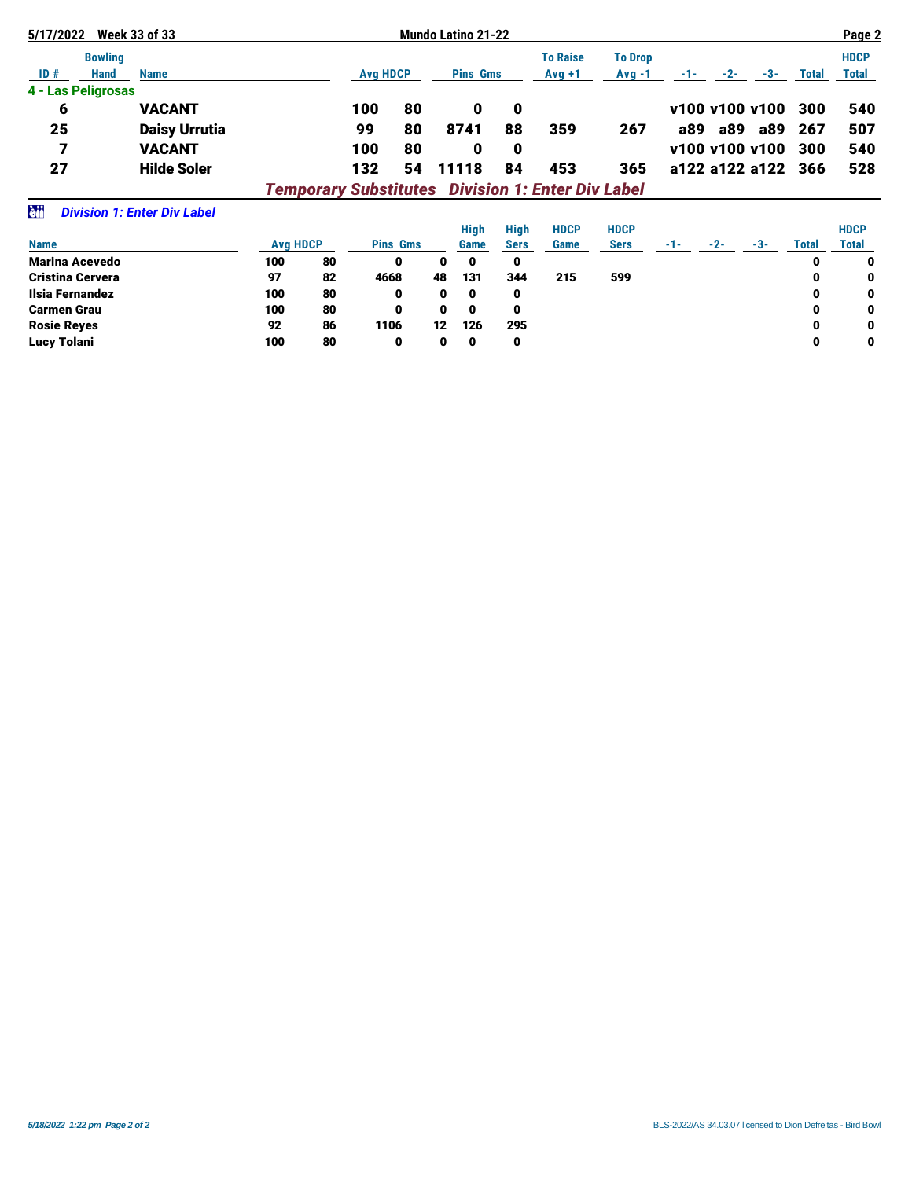| ID # | Bowling Hand | Name | Avg | HDCP | Pins | Gms | To Raise Avg +1 | To Drop Avg -1 | -1- | -2- | -3- | Total | HDCP Total |
|---|---|---|---|---|---|---|---|---|---|---|---|---|---|
| **4 - Las Peligrosas** | | | | | | | | | | | | | |
| 6 | | VACANT | 100 | 80 | 0 | 0 | | | v100 | v100 | v100 | 300 | 540 |
| 25 | | Daisy Urrutia | 99 | 80 | 8741 | 88 | 359 | 267 | a89 | a89 | a89 | 267 | 507 |
| 7 | | VACANT | 100 | 80 | 0 | 0 | | | v100 | v100 | v100 | 300 | 540 |
| 27 | | Hilde Soler | 132 | 54 | 11118 | 84 | 453 | 365 | a122 | a122 | a122 | 366 | 528 |

***Temporary Substitutes Division 1: Enter Div Label***

***Division 1: Enter Div Label***

| Name | Avg | HDCP | Pins | Gms | High Game | High Sers | HDCP Game | HDCP Sers | -1- | -2- | -3- | Total | HDCP Total |
|---|---|---|---|---|---|---|---|---|---|---|---|---|---|
| Marina Acevedo | 100 | 80 | 0 | 0 | 0 | 0 | | | | | | 0 | 0 |
| Cristina Cervera | 97 | 82 | 4668 | 48 | 131 | 344 | 215 | 599 | | | | 0 | 0 |
| Ilsia Fernandez | 100 | 80 | 0 | 0 | 0 | 0 | | | | | | 0 | 0 |
| Carmen Grau | 100 | 80 | 0 | 0 | 0 | 0 | | | | | | 0 | 0 |
| Rosie Reyes | 92 | 86 | 1106 | 12 | 126 | 295 | | | | | | 0 | 0 |
| Lucy Tolani | 100 | 80 | 0 | 0 | 0 | 0 | | | | | | 0 | 0 |

BLS-2022/AS 34.03.07 licensed to Dion Defreitas - Bird Bowl